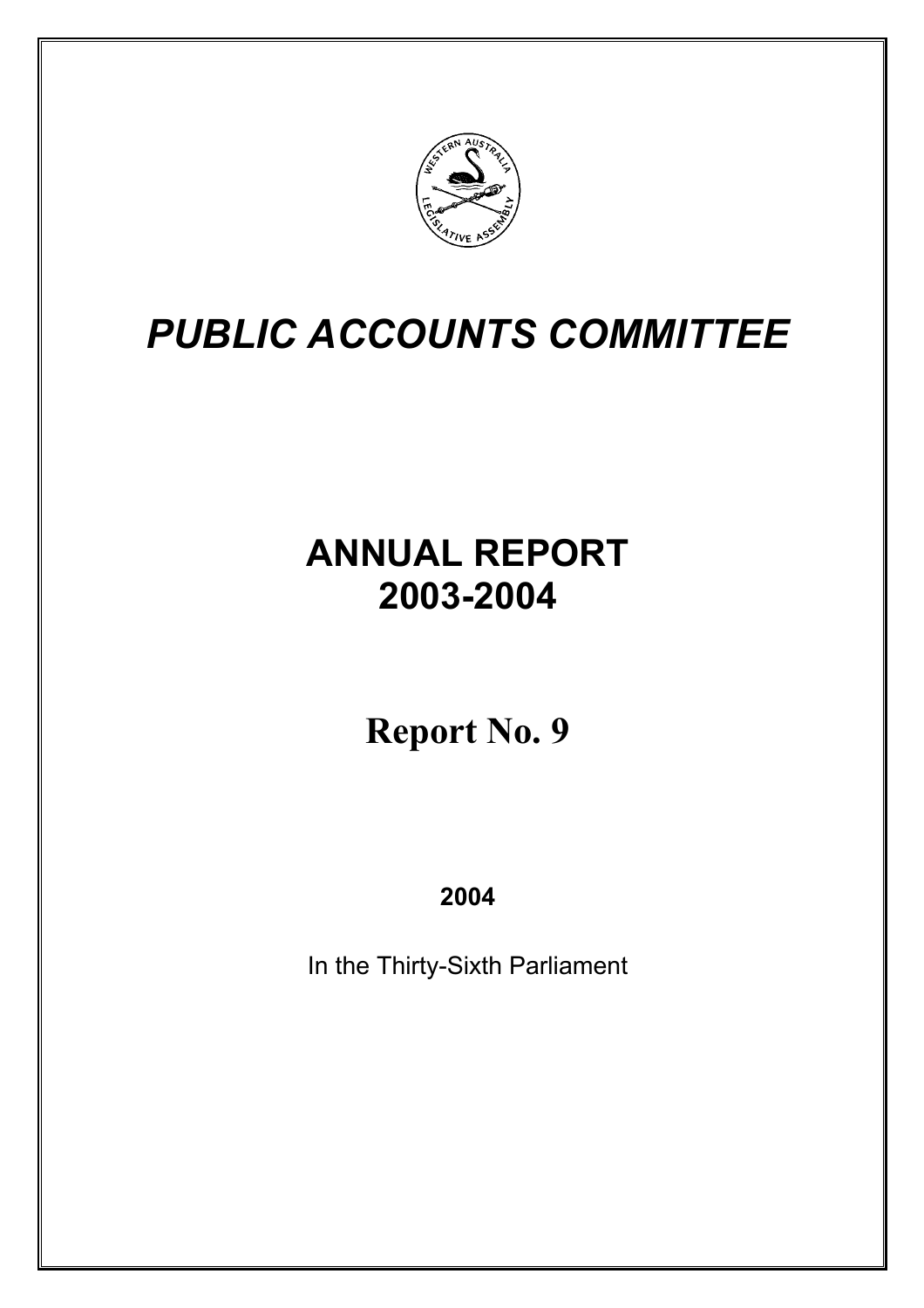# *PUBLIC ACCOUNTS COMMITTEE*

## ANNUAL REPORT 2003-2004

## Report No. 9

**2004**

In the Thirty-Sixth Parliament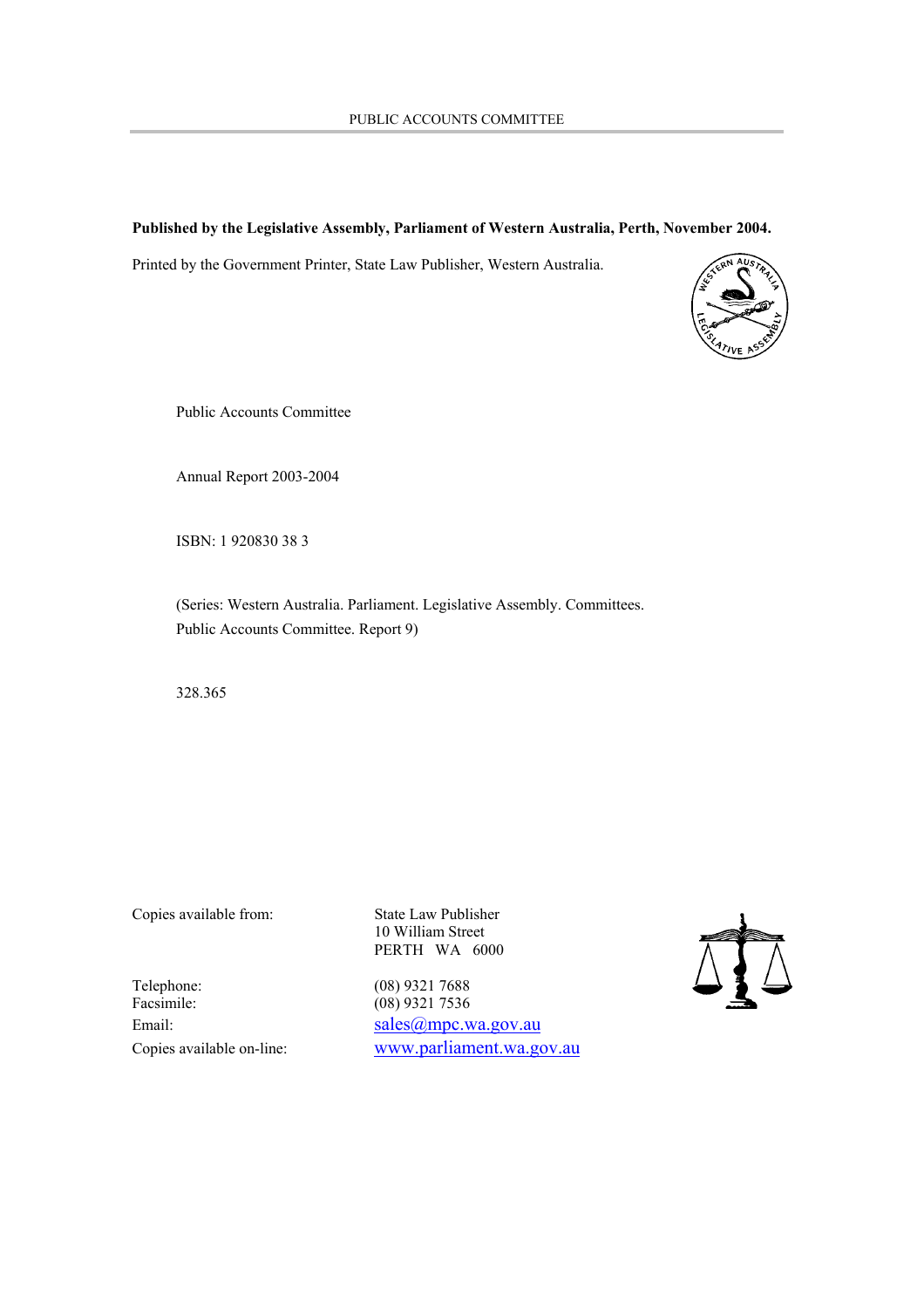**Published by the Legislative Assembly, Parliament of Western Australia, Perth, November 2004.**

Printed by the Government Printer, State Law Publisher, Western Australia.

Public Accounts Committee

Annual Report 2003-2004

ISBN: 1 920830 38 3

(Series: Western Australia. Parliament. Legislative Assembly. Committees. Public Accounts Committee. Report 9)

328.365

| | |
|---|---|
| Copies available from: | State Law Publisher<br>10 William Street<br>PERTH WA 6000 |
| Telephone: | (08) 9321 7688 |
| Facsimile: | (08) 9321 7536 |
| Email: | sales@mpc.wa.gov.au |
| Copies available on-line: | www.parliament.wa.gov.au |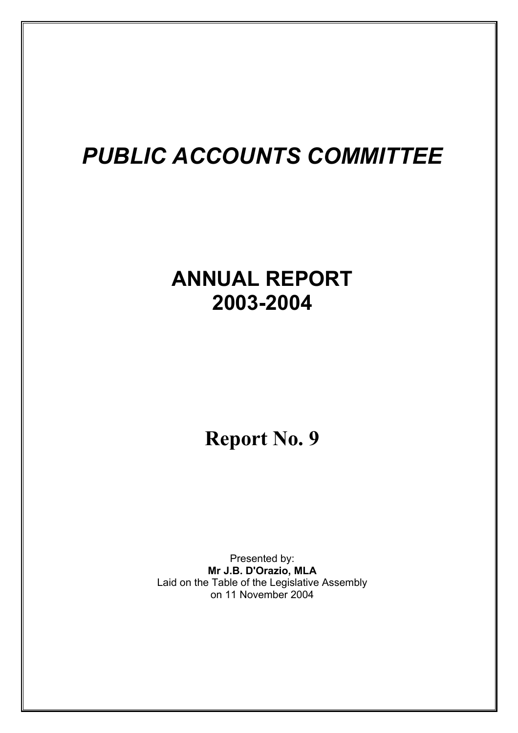# *PUBLIC ACCOUNTS COMMITTEE*

# ANNUAL REPORT
# 2003-2004

# Report No. 9

Presented by:
**Mr J.B. D'Orazio, MLA**
Laid on the Table of the Legislative Assembly
on 11 November 2004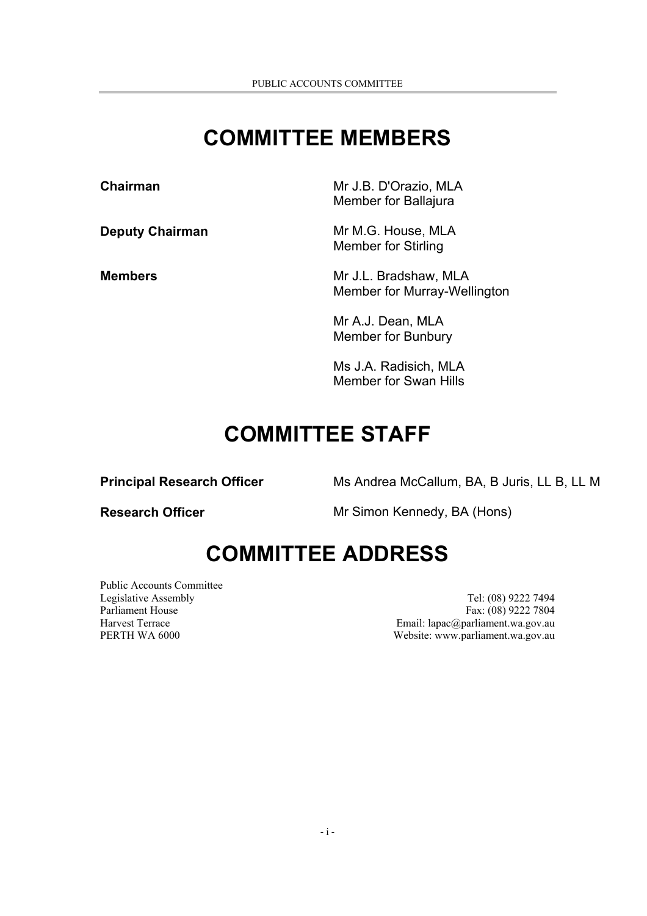# COMMITTEE MEMBERS

| | |
|---|---|
| **Chairman** | Mr J.B. D'Orazio, MLA<br>Member for Ballajura |
| **Deputy Chairman** | Mr M.G. House, MLA<br>Member for Stirling |
| **Members** | Mr J.L. Bradshaw, MLA<br>Member for Murray-Wellington |
| | Mr A.J. Dean, MLA<br>Member for Bunbury |
| | Ms J.A. Radisich, MLA<br>Member for Swan Hills |

# COMMITTEE STAFF

| | |
|---|---|
| **Principal Research Officer** | Ms Andrea McCallum, BA, B Juris, LL B, LL M |
| **Research Officer** | Mr Simon Kennedy, BA (Hons) |

# COMMITTEE ADDRESS

Public Accounts Committee
Legislative Assembly
Parliament House
Harvest Terrace
PERTH WA 6000

Tel: (08) 9222 7494
Fax: (08) 9222 7804
Email: lapac@parliament.wa.gov.au
Website: www.parliament.wa.gov.au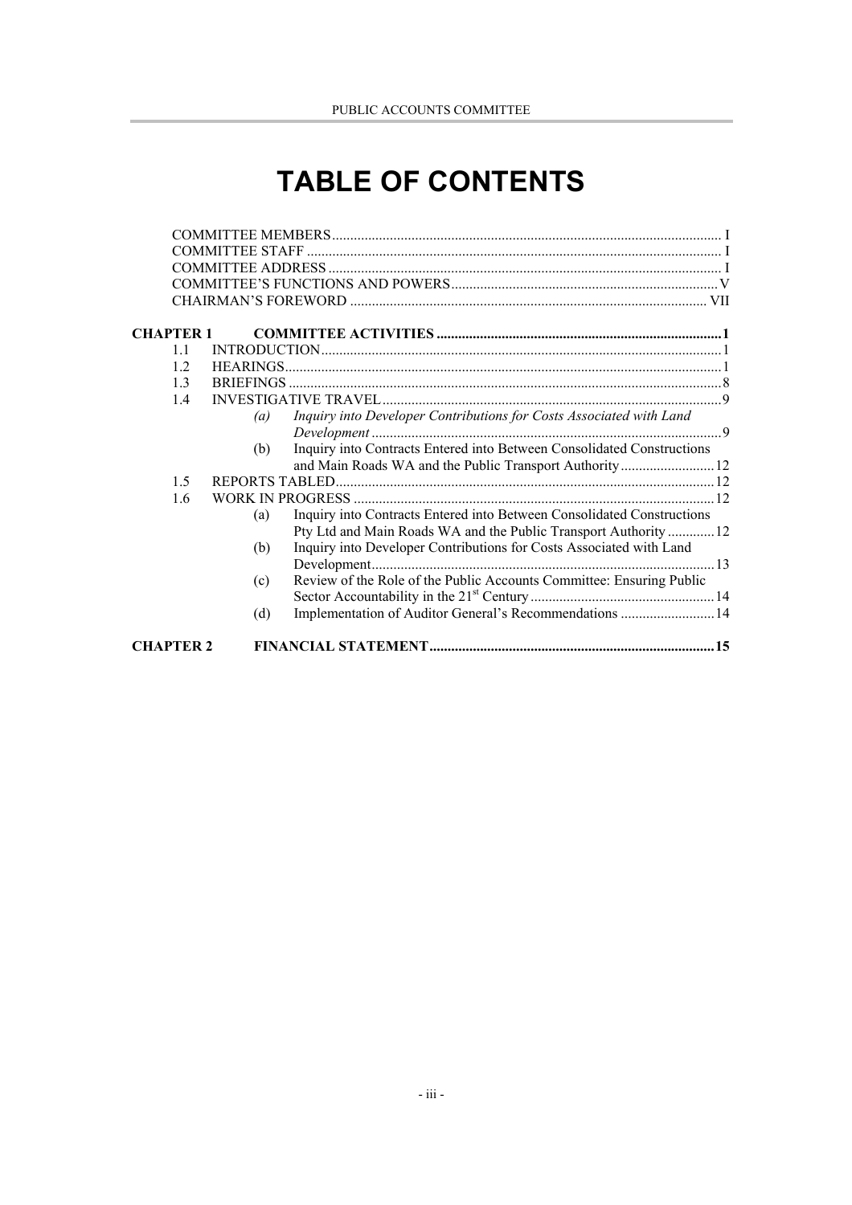# TABLE OF CONTENTS

COMMITTEE MEMBERS .......... I
COMMITTEE STAFF .......... I
COMMITTEE ADDRESS .......... I
COMMITTEE'S FUNCTIONS AND POWERS .......... V
CHAIRMAN'S FOREWORD .......... VII

**CHAPTER 1 COMMITTEE ACTIVITIES .......... 1**

- 1.1 INTRODUCTION .......... 1
- 1.2 HEARINGS .......... 1
- 1.3 BRIEFINGS .......... 8
- 1.4 INVESTIGATIVE TRAVEL .......... 9
  - *(a) Inquiry into Developer Contributions for Costs Associated with Land Development* .......... 9
  - (b) Inquiry into Contracts Entered into Between Consolidated Constructions and Main Roads WA and the Public Transport Authority .......... 12
- 1.5 REPORTS TABLED .......... 12
- 1.6 WORK IN PROGRESS .......... 12
  - (a) Inquiry into Contracts Entered into Between Consolidated Constructions Pty Ltd and Main Roads WA and the Public Transport Authority .......... 12
  - (b) Inquiry into Developer Contributions for Costs Associated with Land Development .......... 13
  - (c) Review of the Role of the Public Accounts Committee: Ensuring Public Sector Accountability in the 21st Century .......... 14
  - (d) Implementation of Auditor General's Recommendations .......... 14

**CHAPTER 2 FINANCIAL STATEMENT .......... 15**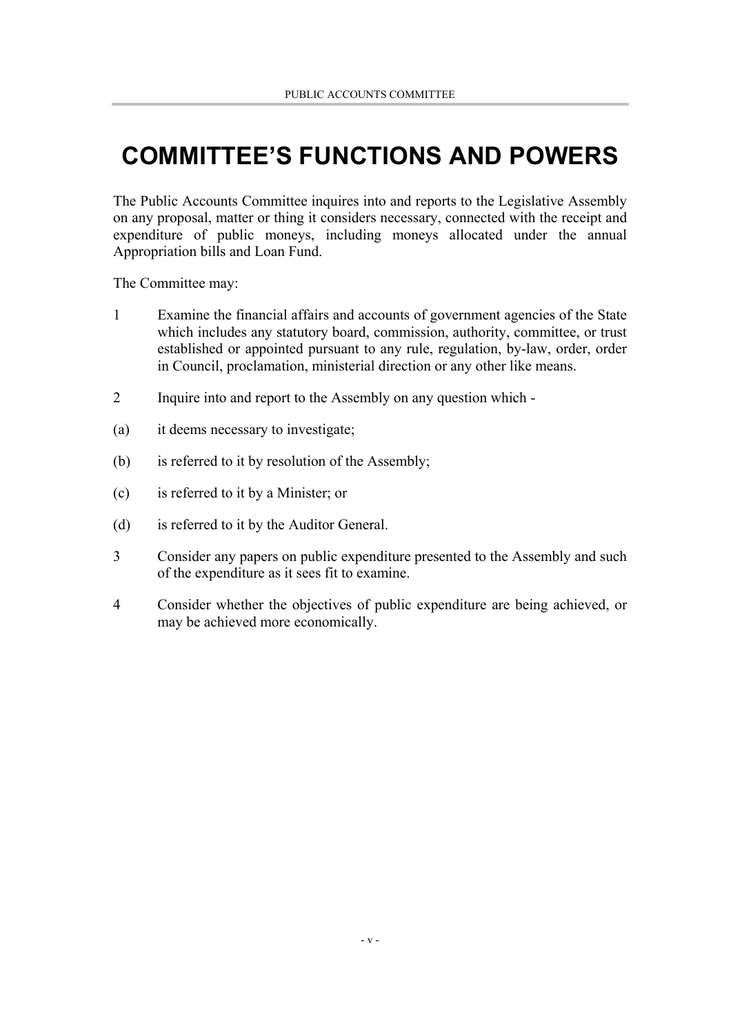# COMMITTEE'S FUNCTIONS AND POWERS

The Public Accounts Committee inquires into and reports to the Legislative Assembly on any proposal, matter or thing it considers necessary, connected with the receipt and expenditure of public moneys, including moneys allocated under the annual Appropriation bills and Loan Fund.

The Committee may:

1 Examine the financial affairs and accounts of government agencies of the State which includes any statutory board, commission, authority, committee, or trust established or appointed pursuant to any rule, regulation, by-law, order, order in Council, proclamation, ministerial direction or any other like means.

2 Inquire into and report to the Assembly on any question which -

(a) it deems necessary to investigate;

(b) is referred to it by resolution of the Assembly;

(c) is referred to it by a Minister; or

(d) is referred to it by the Auditor General.

3 Consider any papers on public expenditure presented to the Assembly and such of the expenditure as it sees fit to examine.

4 Consider whether the objectives of public expenditure are being achieved, or may be achieved more economically.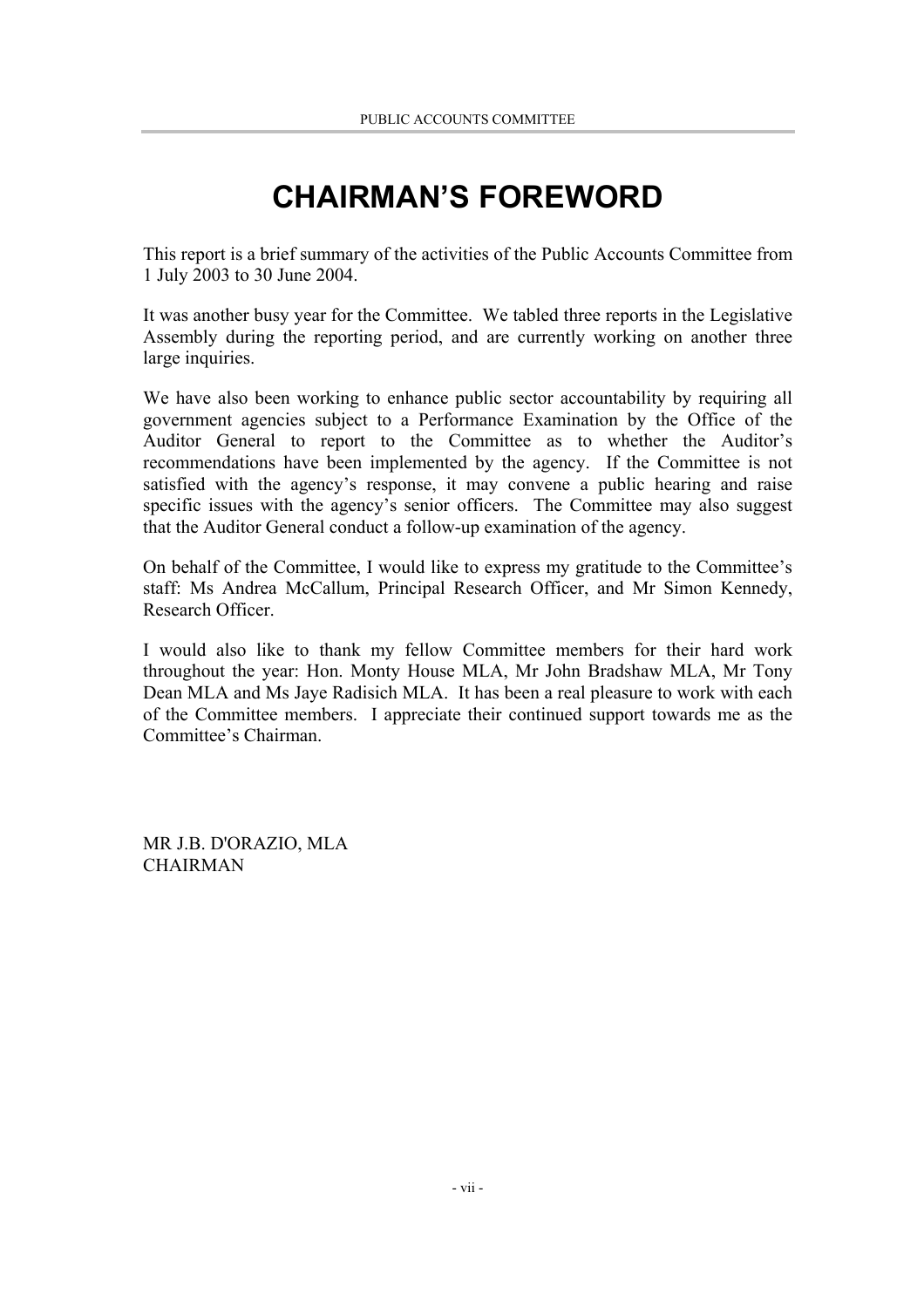# CHAIRMAN'S FOREWORD

This report is a brief summary of the activities of the Public Accounts Committee from 1 July 2003 to 30 June 2004.

It was another busy year for the Committee. We tabled three reports in the Legislative Assembly during the reporting period, and are currently working on another three large inquiries.

We have also been working to enhance public sector accountability by requiring all government agencies subject to a Performance Examination by the Office of the Auditor General to report to the Committee as to whether the Auditor's recommendations have been implemented by the agency. If the Committee is not satisfied with the agency's response, it may convene a public hearing and raise specific issues with the agency's senior officers. The Committee may also suggest that the Auditor General conduct a follow-up examination of the agency.

On behalf of the Committee, I would like to express my gratitude to the Committee's staff: Ms Andrea McCallum, Principal Research Officer, and Mr Simon Kennedy, Research Officer.

I would also like to thank my fellow Committee members for their hard work throughout the year: Hon. Monty House MLA, Mr John Bradshaw MLA, Mr Tony Dean MLA and Ms Jaye Radisich MLA. It has been a real pleasure to work with each of the Committee members. I appreciate their continued support towards me as the Committee's Chairman.

MR J.B. D'ORAZIO, MLA
CHAIRMAN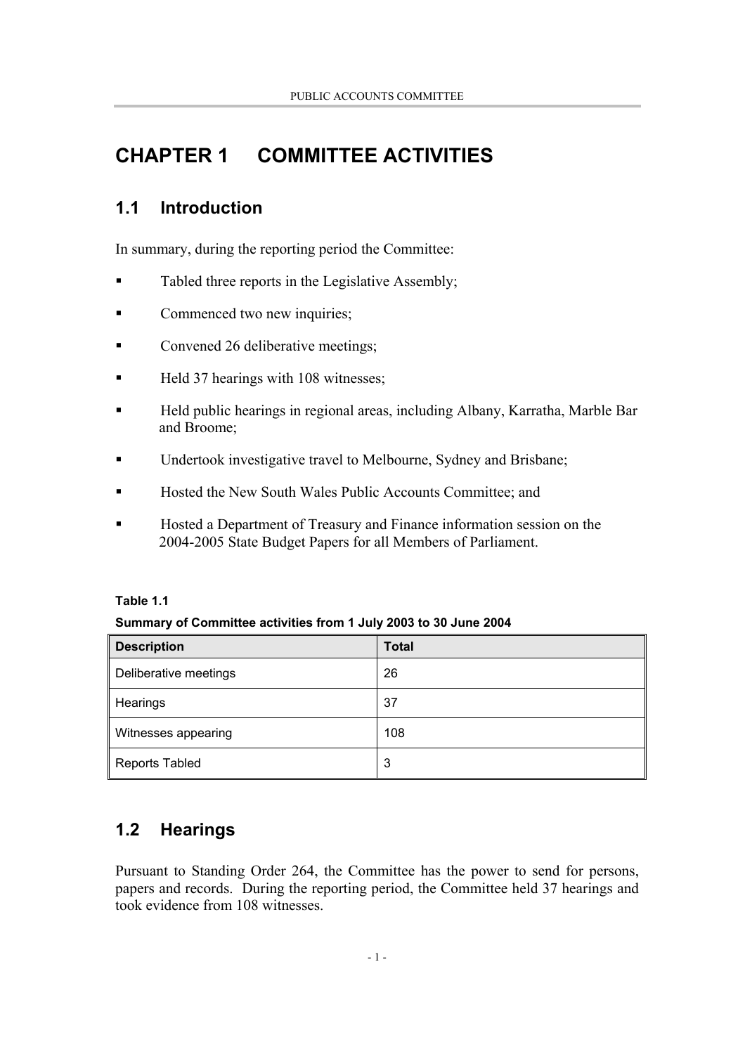# CHAPTER 1 COMMITTEE ACTIVITIES

## 1.1 Introduction

In summary, during the reporting period the Committee:

- Tabled three reports in the Legislative Assembly;
- Commenced two new inquiries;
- Convened 26 deliberative meetings;
- Held 37 hearings with 108 witnesses;
- Held public hearings in regional areas, including Albany, Karratha, Marble Bar and Broome;
- Undertook investigative travel to Melbourne, Sydney and Brisbane;
- Hosted the New South Wales Public Accounts Committee; and
- Hosted a Department of Treasury and Finance information session on the 2004-2005 State Budget Papers for all Members of Parliament.

**Table 1.1**

**Summary of Committee activities from 1 July 2003 to 30 June 2004**

| Description | Total |
|---|---|
| Deliberative meetings | 26 |
| Hearings | 37 |
| Witnesses appearing | 108 |
| Reports Tabled | 3 |

## 1.2 Hearings

Pursuant to Standing Order 264, the Committee has the power to send for persons, papers and records. During the reporting period, the Committee held 37 hearings and took evidence from 108 witnesses.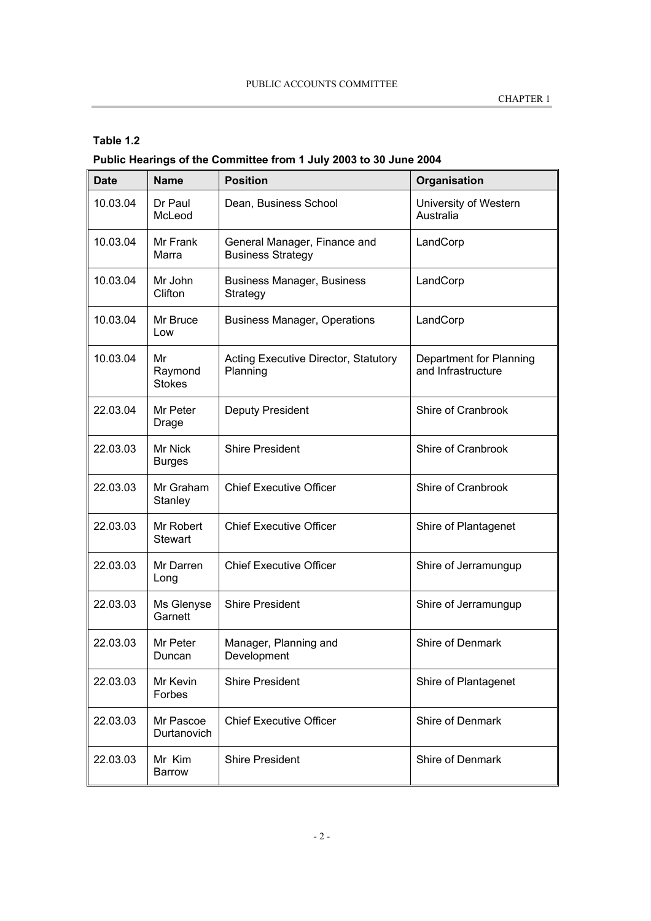**Table 1.2**

**Public Hearings of the Committee from 1 July 2003 to 30 June 2004**

| Date | Name | Position | Organisation |
|---|---|---|---|
| 10.03.04 | Dr Paul McLeod | Dean, Business School | University of Western Australia |
| 10.03.04 | Mr Frank Marra | General Manager, Finance and Business Strategy | LandCorp |
| 10.03.04 | Mr John Clifton | Business Manager, Business Strategy | LandCorp |
| 10.03.04 | Mr Bruce Low | Business Manager, Operations | LandCorp |
| 10.03.04 | Mr Raymond Stokes | Acting Executive Director, Statutory Planning | Department for Planning and Infrastructure |
| 22.03.04 | Mr Peter Drage | Deputy President | Shire of Cranbrook |
| 22.03.03 | Mr Nick Burges | Shire President | Shire of Cranbrook |
| 22.03.03 | Mr Graham Stanley | Chief Executive Officer | Shire of Cranbrook |
| 22.03.03 | Mr Robert Stewart | Chief Executive Officer | Shire of Plantagenet |
| 22.03.03 | Mr Darren Long | Chief Executive Officer | Shire of Jerramungup |
| 22.03.03 | Ms Glenyse Garnett | Shire President | Shire of Jerramungup |
| 22.03.03 | Mr Peter Duncan | Manager, Planning and Development | Shire of Denmark |
| 22.03.03 | Mr Kevin Forbes | Shire President | Shire of Plantagenet |
| 22.03.03 | Mr Pascoe Durtanovich | Chief Executive Officer | Shire of Denmark |
| 22.03.03 | Mr Kim Barrow | Shire President | Shire of Denmark |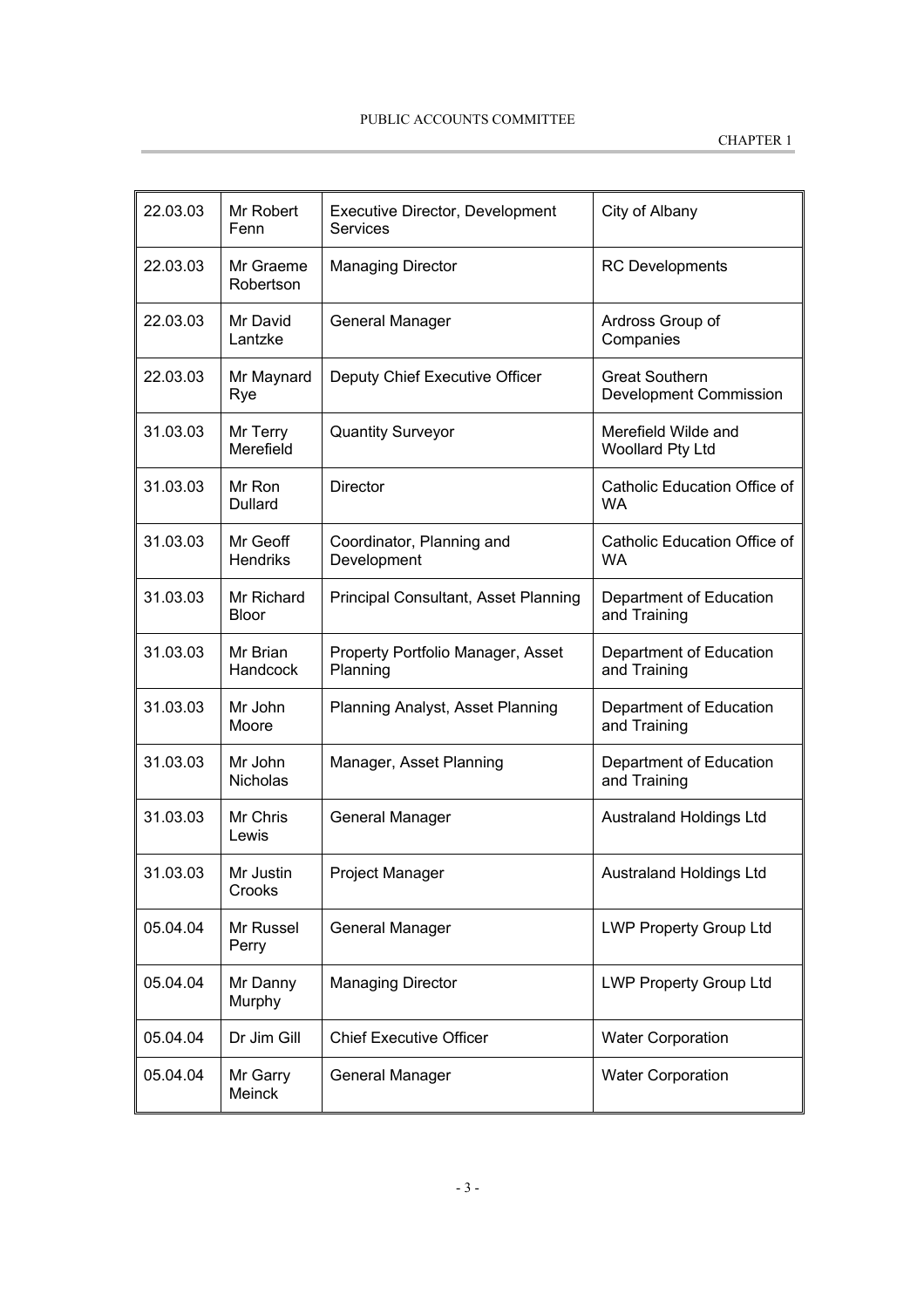| 22.03.03 | Mr Robert Fenn | Executive Director, Development Services | City of Albany |
|---|---|---|---|
| 22.03.03 | Mr Graeme Robertson | Managing Director | RC Developments |
| 22.03.03 | Mr David Lantzke | General Manager | Ardross Group of Companies |
| 22.03.03 | Mr Maynard Rye | Deputy Chief Executive Officer | Great Southern Development Commission |
| 31.03.03 | Mr Terry Merefield | Quantity Surveyor | Merefield Wilde and Woollard Pty Ltd |
| 31.03.03 | Mr Ron Dullard | Director | Catholic Education Office of WA |
| 31.03.03 | Mr Geoff Hendriks | Coordinator, Planning and Development | Catholic Education Office of WA |
| 31.03.03 | Mr Richard Bloor | Principal Consultant, Asset Planning | Department of Education and Training |
| 31.03.03 | Mr Brian Handcock | Property Portfolio Manager, Asset Planning | Department of Education and Training |
| 31.03.03 | Mr John Moore | Planning Analyst, Asset Planning | Department of Education and Training |
| 31.03.03 | Mr John Nicholas | Manager, Asset Planning | Department of Education and Training |
| 31.03.03 | Mr Chris Lewis | General Manager | Australand Holdings Ltd |
| 31.03.03 | Mr Justin Crooks | Project Manager | Australand Holdings Ltd |
| 05.04.04 | Mr Russel Perry | General Manager | LWP Property Group Ltd |
| 05.04.04 | Mr Danny Murphy | Managing Director | LWP Property Group Ltd |
| 05.04.04 | Dr Jim Gill | Chief Executive Officer | Water Corporation |
| 05.04.04 | Mr Garry Meinck | General Manager | Water Corporation |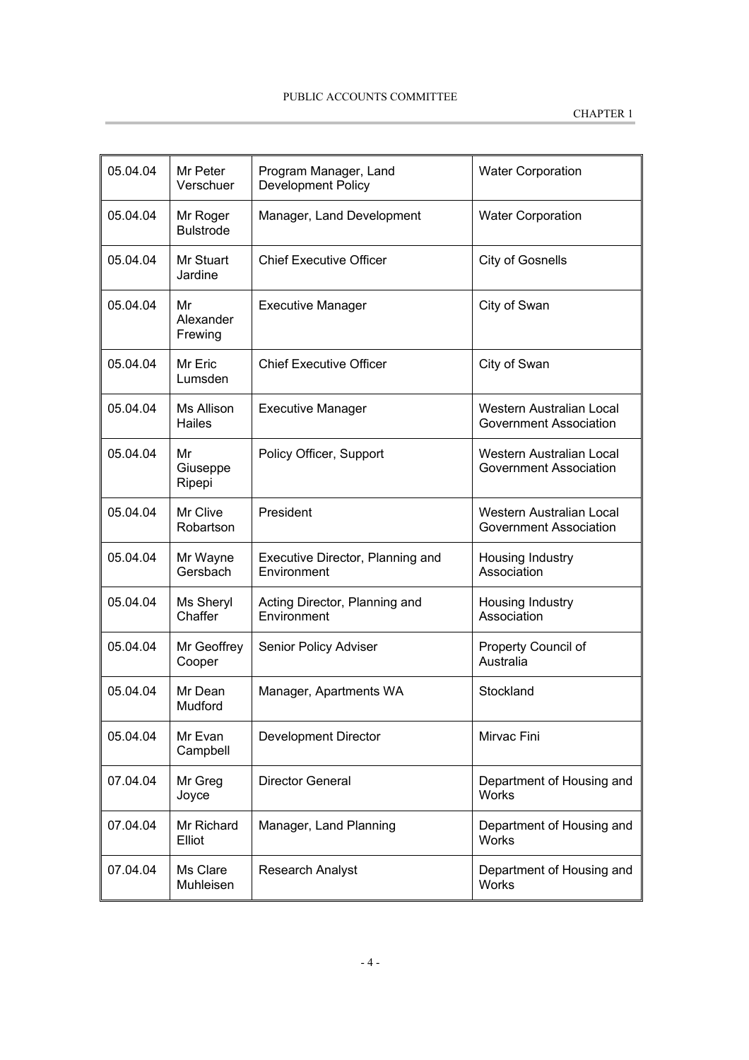| 05.04.04 | Mr Peter Verschuer | Program Manager, Land Development Policy | Water Corporation |
|---|---|---|---|
| 05.04.04 | Mr Roger Bulstrode | Manager, Land Development | Water Corporation |
| 05.04.04 | Mr Stuart Jardine | Chief Executive Officer | City of Gosnells |
| 05.04.04 | Mr Alexander Frewing | Executive Manager | City of Swan |
| 05.04.04 | Mr Eric Lumsden | Chief Executive Officer | City of Swan |
| 05.04.04 | Ms Allison Hailes | Executive Manager | Western Australian Local Government Association |
| 05.04.04 | Mr Giuseppe Ripepi | Policy Officer, Support | Western Australian Local Government Association |
| 05.04.04 | Mr Clive Robartson | President | Western Australian Local Government Association |
| 05.04.04 | Mr Wayne Gersbach | Executive Director, Planning and Environment | Housing Industry Association |
| 05.04.04 | Ms Sheryl Chaffer | Acting Director, Planning and Environment | Housing Industry Association |
| 05.04.04 | Mr Geoffrey Cooper | Senior Policy Adviser | Property Council of Australia |
| 05.04.04 | Mr Dean Mudford | Manager, Apartments WA | Stockland |
| 05.04.04 | Mr Evan Campbell | Development Director | Mirvac Fini |
| 07.04.04 | Mr Greg Joyce | Director General | Department of Housing and Works |
| 07.04.04 | Mr Richard Elliot | Manager, Land Planning | Department of Housing and Works |
| 07.04.04 | Ms Clare Muhleisen | Research Analyst | Department of Housing and Works |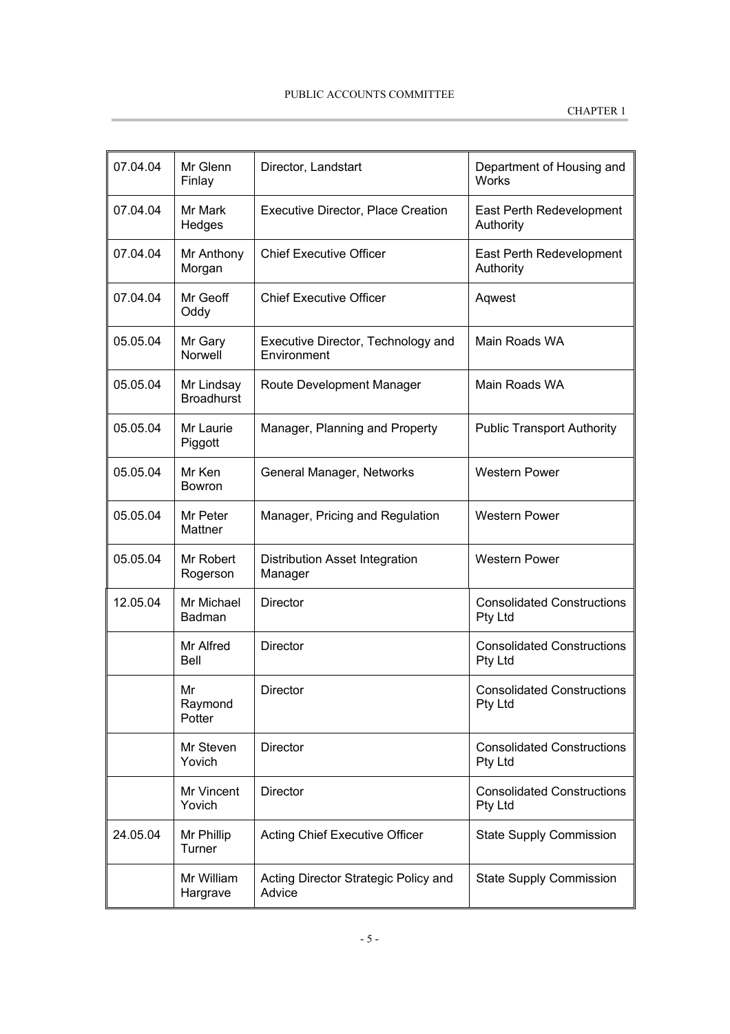| | | | |
|---|---|---|---|
| 07.04.04 | Mr Glenn Finlay | Director, Landstart | Department of Housing and Works |
| 07.04.04 | Mr Mark Hedges | Executive Director, Place Creation | East Perth Redevelopment Authority |
| 07.04.04 | Mr Anthony Morgan | Chief Executive Officer | East Perth Redevelopment Authority |
| 07.04.04 | Mr Geoff Oddy | Chief Executive Officer | Aqwest |
| 05.05.04 | Mr Gary Norwell | Executive Director, Technology and Environment | Main Roads WA |
| 05.05.04 | Mr Lindsay Broadhurst | Route Development Manager | Main Roads WA |
| 05.05.04 | Mr Laurie Piggott | Manager, Planning and Property | Public Transport Authority |
| 05.05.04 | Mr Ken Bowron | General Manager, Networks | Western Power |
| 05.05.04 | Mr Peter Mattner | Manager, Pricing and Regulation | Western Power |
| 05.05.04 | Mr Robert Rogerson | Distribution Asset Integration Manager | Western Power |
| 12.05.04 | Mr Michael Badman | Director | Consolidated Constructions Pty Ltd |
| | Mr Alfred Bell | Director | Consolidated Constructions Pty Ltd |
| | Mr Raymond Potter | Director | Consolidated Constructions Pty Ltd |
| | Mr Steven Yovich | Director | Consolidated Constructions Pty Ltd |
| | Mr Vincent Yovich | Director | Consolidated Constructions Pty Ltd |
| 24.05.04 | Mr Phillip Turner | Acting Chief Executive Officer | State Supply Commission |
| | Mr William Hargrave | Acting Director Strategic Policy and Advice | State Supply Commission |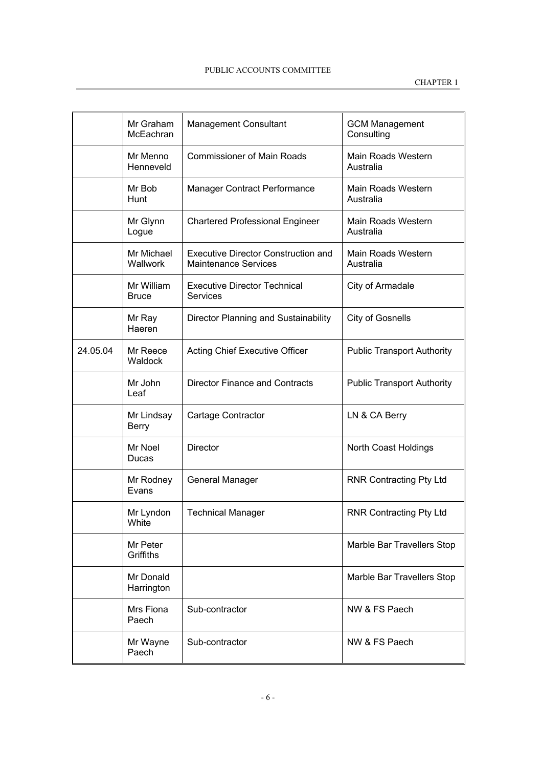| | | | |
|---|---|---|---|
| | Mr Graham McEachran | Management Consultant | GCM Management Consulting |
| | Mr Menno Henneveld | Commissioner of Main Roads | Main Roads Western Australia |
| | Mr Bob Hunt | Manager Contract Performance | Main Roads Western Australia |
| | Mr Glynn Logue | Chartered Professional Engineer | Main Roads Western Australia |
| | Mr Michael Wallwork | Executive Director Construction and Maintenance Services | Main Roads Western Australia |
| | Mr William Bruce | Executive Director Technical Services | City of Armadale |
| | Mr Ray Haeren | Director Planning and Sustainability | City of Gosnells |
| 24.05.04 | Mr Reece Waldock | Acting Chief Executive Officer | Public Transport Authority |
| | Mr John Leaf | Director Finance and Contracts | Public Transport Authority |
| | Mr Lindsay Berry | Cartage Contractor | LN & CA Berry |
| | Mr Noel Ducas | Director | North Coast Holdings |
| | Mr Rodney Evans | General Manager | RNR Contracting Pty Ltd |
| | Mr Lyndon White | Technical Manager | RNR Contracting Pty Ltd |
| | Mr Peter Griffiths | | Marble Bar Travellers Stop |
| | Mr Donald Harrington | | Marble Bar Travellers Stop |
| | Mrs Fiona Paech | Sub-contractor | NW & FS Paech |
| | Mr Wayne Paech | Sub-contractor | NW & FS Paech |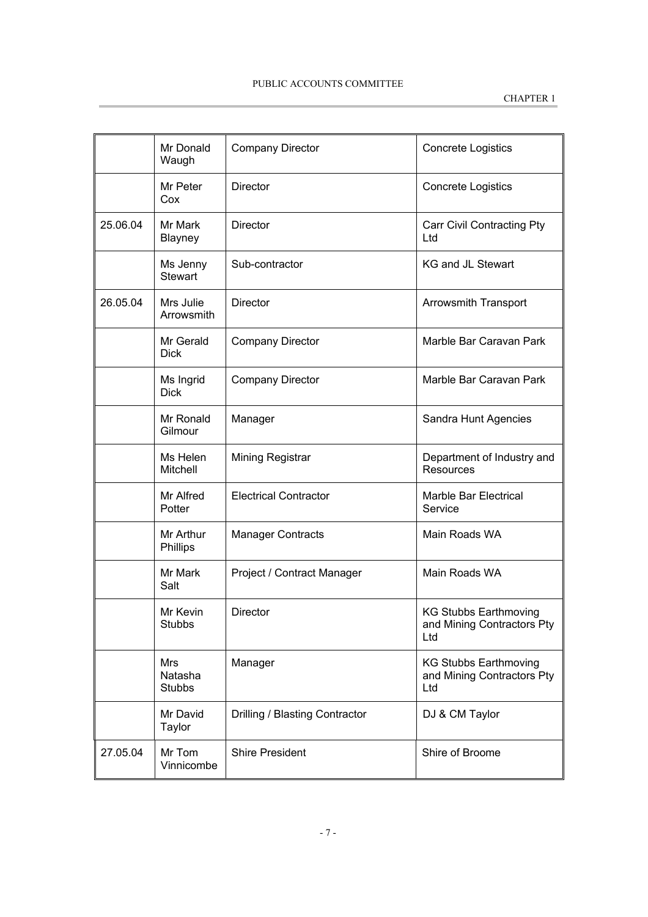| | | | |
|---|---|---|---|
| | Mr Donald Waugh | Company Director | Concrete Logistics |
| | Mr Peter Cox | Director | Concrete Logistics |
| 25.06.04 | Mr Mark Blayney | Director | Carr Civil Contracting Pty Ltd |
| | Ms Jenny Stewart | Sub-contractor | KG and JL Stewart |
| 26.05.04 | Mrs Julie Arrowsmith | Director | Arrowsmith Transport |
| | Mr Gerald Dick | Company Director | Marble Bar Caravan Park |
| | Ms Ingrid Dick | Company Director | Marble Bar Caravan Park |
| | Mr Ronald Gilmour | Manager | Sandra Hunt Agencies |
| | Ms Helen Mitchell | Mining Registrar | Department of Industry and Resources |
| | Mr Alfred Potter | Electrical Contractor | Marble Bar Electrical Service |
| | Mr Arthur Phillips | Manager Contracts | Main Roads WA |
| | Mr Mark Salt | Project / Contract Manager | Main Roads WA |
| | Mr Kevin Stubbs | Director | KG Stubbs Earthmoving and Mining Contractors Pty Ltd |
| | Mrs Natasha Stubbs | Manager | KG Stubbs Earthmoving and Mining Contractors Pty Ltd |
| | Mr David Taylor | Drilling / Blasting Contractor | DJ & CM Taylor |
| 27.05.04 | Mr Tom Vinnicombe | Shire President | Shire of Broome |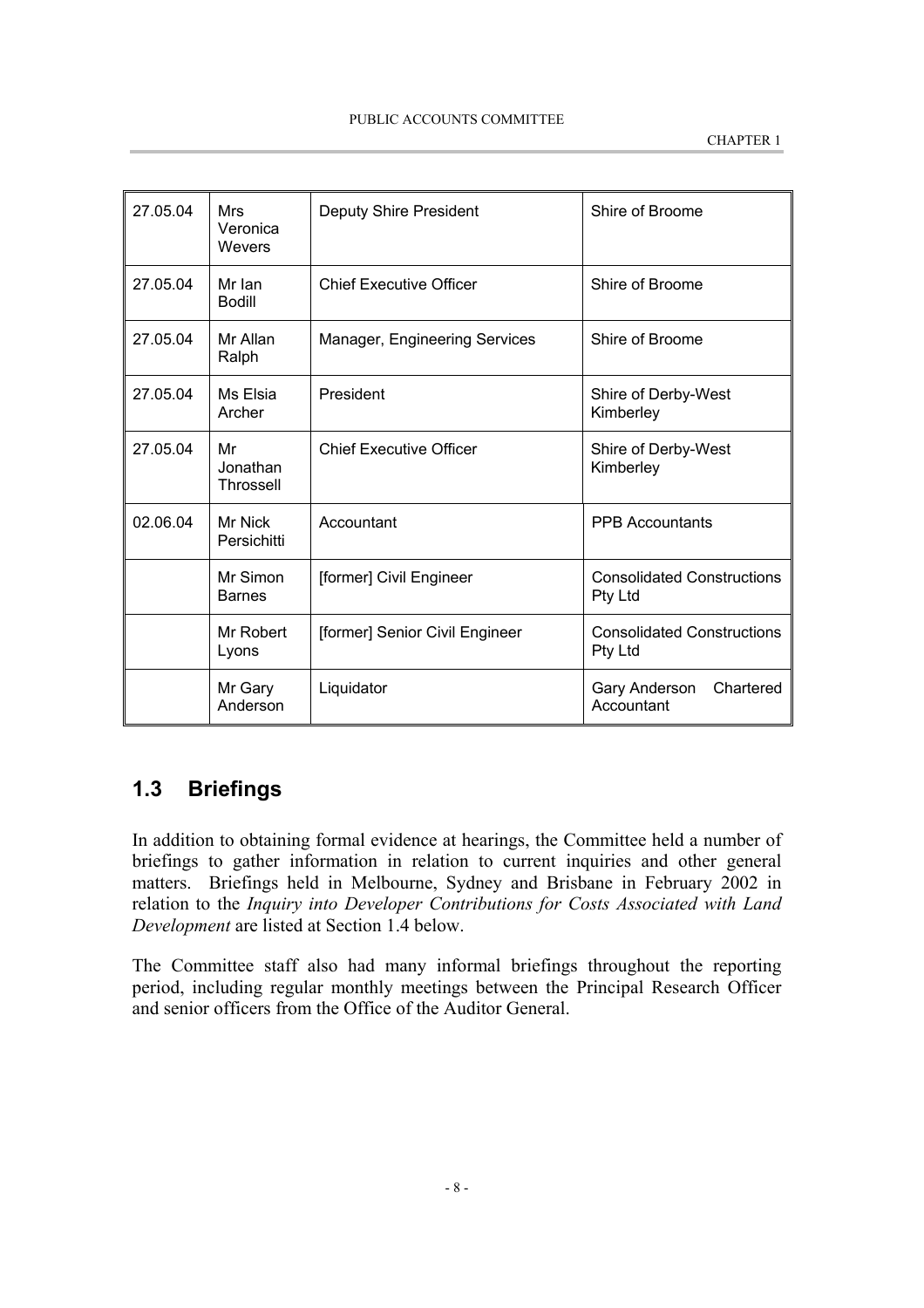| 27.05.04 | Mrs Veronica Wevers | Deputy Shire President | Shire of Broome |
|---|---|---|---|
| 27.05.04 | Mr Ian Bodill | Chief Executive Officer | Shire of Broome |
| 27.05.04 | Mr Allan Ralph | Manager, Engineering Services | Shire of Broome |
| 27.05.04 | Ms Elsia Archer | President | Shire of Derby-West Kimberley |
| 27.05.04 | Mr Jonathan Throssell | Chief Executive Officer | Shire of Derby-West Kimberley |
| 02.06.04 | Mr Nick Persichitti | Accountant | PPB Accountants |
| | Mr Simon Barnes | [former] Civil Engineer | Consolidated Constructions Pty Ltd |
| | Mr Robert Lyons | [former] Senior Civil Engineer | Consolidated Constructions Pty Ltd |
| | Mr Gary Anderson | Liquidator | Gary Anderson Chartered Accountant |

## 1.3 Briefings

In addition to obtaining formal evidence at hearings, the Committee held a number of briefings to gather information in relation to current inquiries and other general matters. Briefings held in Melbourne, Sydney and Brisbane in February 2002 in relation to the *Inquiry into Developer Contributions for Costs Associated with Land Development* are listed at Section 1.4 below.

The Committee staff also had many informal briefings throughout the reporting period, including regular monthly meetings between the Principal Research Officer and senior officers from the Office of the Auditor General.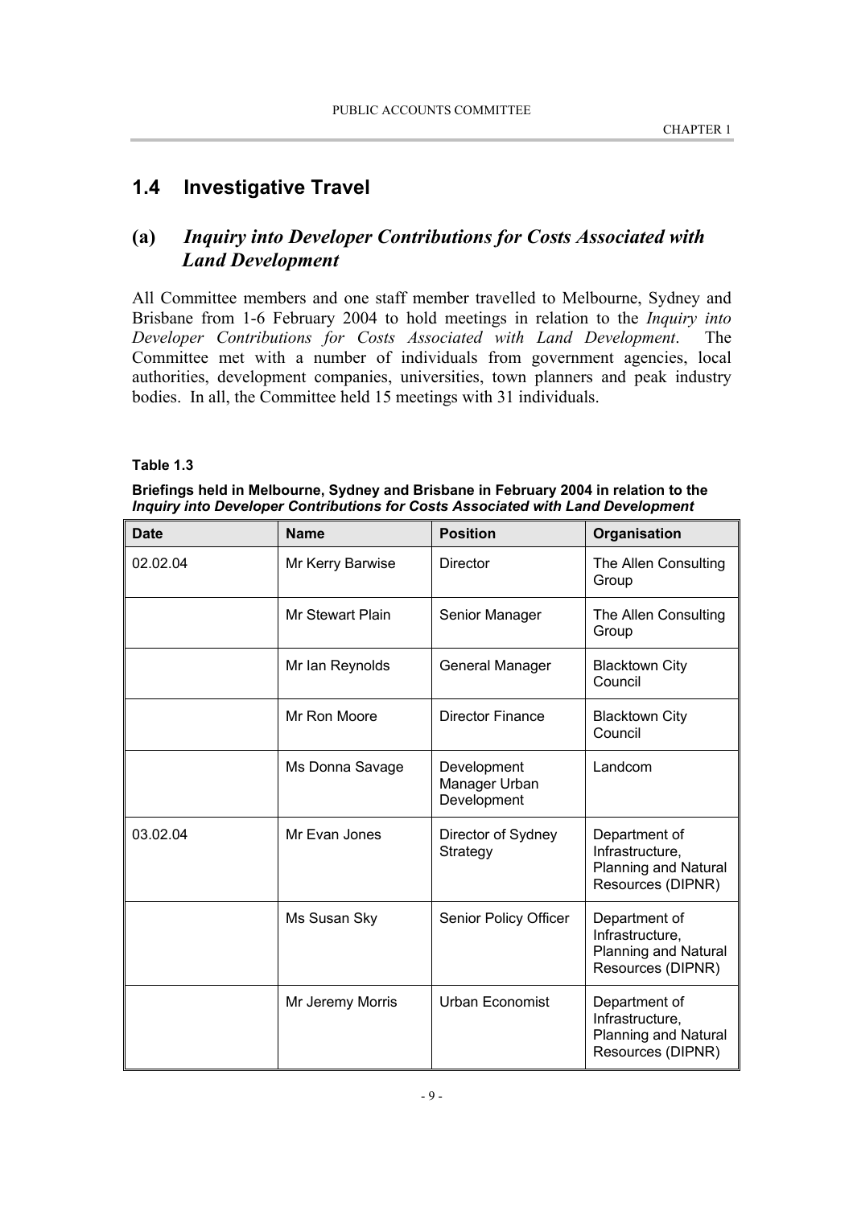## 1.4 Investigative Travel

### (a) *Inquiry into Developer Contributions for Costs Associated with Land Development*

All Committee members and one staff member travelled to Melbourne, Sydney and Brisbane from 1-6 February 2004 to hold meetings in relation to the *Inquiry into Developer Contributions for Costs Associated with Land Development*. The Committee met with a number of individuals from government agencies, local authorities, development companies, universities, town planners and peak industry bodies. In all, the Committee held 15 meetings with 31 individuals.

**Table 1.3**

**Briefings held in Melbourne, Sydney and Brisbane in February 2004 in relation to the *Inquiry into Developer Contributions for Costs Associated with Land Development***

| Date | Name | Position | Organisation |
|---|---|---|---|
| 02.02.04 | Mr Kerry Barwise | Director | The Allen Consulting Group |
| | Mr Stewart Plain | Senior Manager | The Allen Consulting Group |
| | Mr Ian Reynolds | General Manager | Blacktown City Council |
| | Mr Ron Moore | Director Finance | Blacktown City Council |
| | Ms Donna Savage | Development Manager Urban Development | Landcom |
| 03.02.04 | Mr Evan Jones | Director of Sydney Strategy | Department of Infrastructure, Planning and Natural Resources (DIPNR) |
| | Ms Susan Sky | Senior Policy Officer | Department of Infrastructure, Planning and Natural Resources (DIPNR) |
| | Mr Jeremy Morris | Urban Economist | Department of Infrastructure, Planning and Natural Resources (DIPNR) |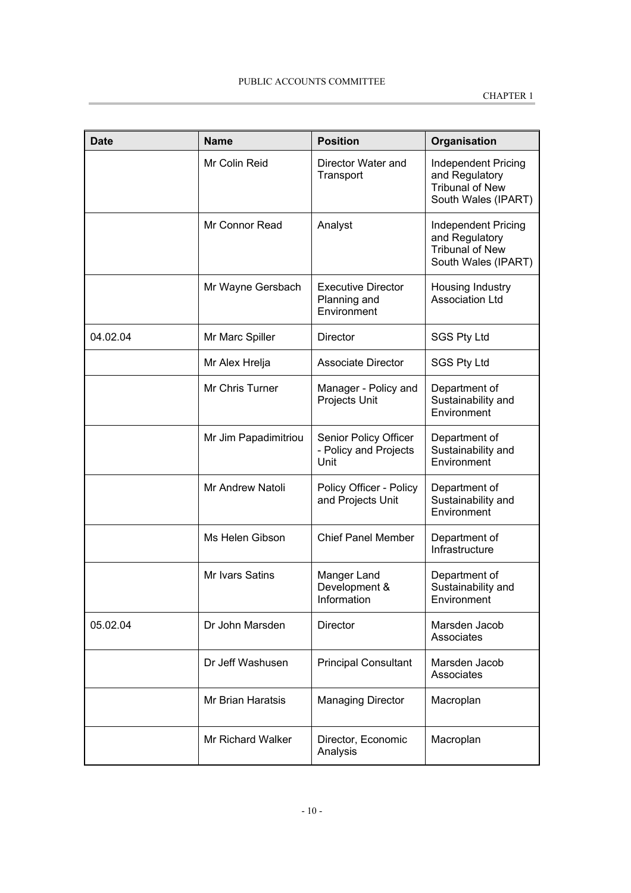| Date | Name | Position | Organisation |
|---|---|---|---|
| | Mr Colin Reid | Director Water and Transport | Independent Pricing and Regulatory Tribunal of New South Wales (IPART) |
| | Mr Connor Read | Analyst | Independent Pricing and Regulatory Tribunal of New South Wales (IPART) |
| | Mr Wayne Gersbach | Executive Director Planning and Environment | Housing Industry Association Ltd |
| 04.02.04 | Mr Marc Spiller | Director | SGS Pty Ltd |
| | Mr Alex Hrelja | Associate Director | SGS Pty Ltd |
| | Mr Chris Turner | Manager - Policy and Projects Unit | Department of Sustainability and Environment |
| | Mr Jim Papadimitriou | Senior Policy Officer - Policy and Projects Unit | Department of Sustainability and Environment |
| | Mr Andrew Natoli | Policy Officer - Policy and Projects Unit | Department of Sustainability and Environment |
| | Ms Helen Gibson | Chief Panel Member | Department of Infrastructure |
| | Mr Ivars Satins | Manger Land Development & Information | Department of Sustainability and Environment |
| 05.02.04 | Dr John Marsden | Director | Marsden Jacob Associates |
| | Dr Jeff Washusen | Principal Consultant | Marsden Jacob Associates |
| | Mr Brian Haratsis | Managing Director | Macroplan |
| | Mr Richard Walker | Director, Economic Analysis | Macroplan |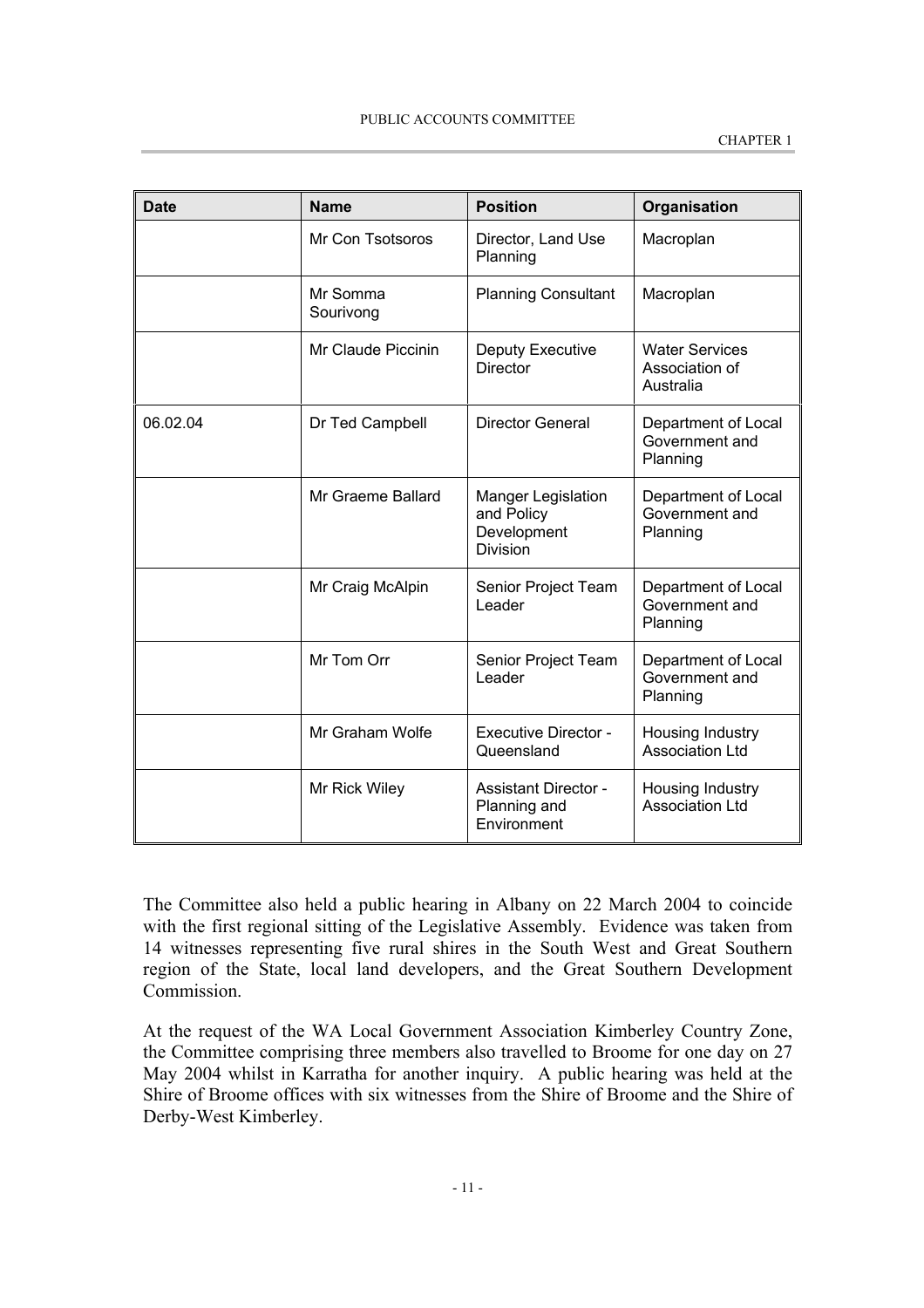| Date | Name | Position | Organisation |
|---|---|---|---|
| | Mr Con Tsotsoros | Director, Land Use Planning | Macroplan |
| | Mr Somma Sourivong | Planning Consultant | Macroplan |
| | Mr Claude Piccinin | Deputy Executive Director | Water Services Association of Australia |
| 06.02.04 | Dr Ted Campbell | Director General | Department of Local Government and Planning |
| | Mr Graeme Ballard | Manger Legislation and Policy Development Division | Department of Local Government and Planning |
| | Mr Craig McAlpin | Senior Project Team Leader | Department of Local Government and Planning |
| | Mr Tom Orr | Senior Project Team Leader | Department of Local Government and Planning |
| | Mr Graham Wolfe | Executive Director - Queensland | Housing Industry Association Ltd |
| | Mr Rick Wiley | Assistant Director - Planning and Environment | Housing Industry Association Ltd |

The Committee also held a public hearing in Albany on 22 March 2004 to coincide with the first regional sitting of the Legislative Assembly. Evidence was taken from 14 witnesses representing five rural shires in the South West and Great Southern region of the State, local land developers, and the Great Southern Development Commission.

At the request of the WA Local Government Association Kimberley Country Zone, the Committee comprising three members also travelled to Broome for one day on 27 May 2004 whilst in Karratha for another inquiry. A public hearing was held at the Shire of Broome offices with six witnesses from the Shire of Broome and the Shire of Derby-West Kimberley.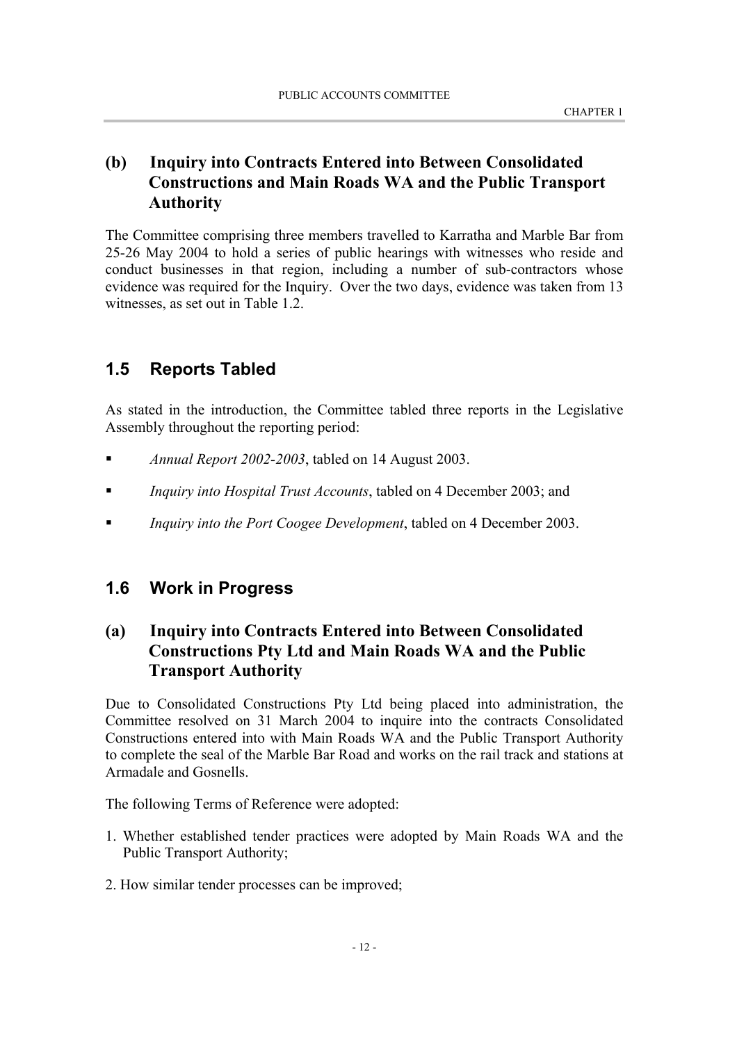### (b) Inquiry into Contracts Entered into Between Consolidated Constructions and Main Roads WA and the Public Transport Authority

The Committee comprising three members travelled to Karratha and Marble Bar from 25-26 May 2004 to hold a series of public hearings with witnesses who reside and conduct businesses in that region, including a number of sub-contractors whose evidence was required for the Inquiry. Over the two days, evidence was taken from 13 witnesses, as set out in Table 1.2.

## 1.5 Reports Tabled

As stated in the introduction, the Committee tabled three reports in the Legislative Assembly throughout the reporting period:

- *Annual Report 2002-2003*, tabled on 14 August 2003.
- *Inquiry into Hospital Trust Accounts*, tabled on 4 December 2003; and
- *Inquiry into the Port Coogee Development*, tabled on 4 December 2003.

## 1.6 Work in Progress

### (a) Inquiry into Contracts Entered into Between Consolidated Constructions Pty Ltd and Main Roads WA and the Public Transport Authority

Due to Consolidated Constructions Pty Ltd being placed into administration, the Committee resolved on 31 March 2004 to inquire into the contracts Consolidated Constructions entered into with Main Roads WA and the Public Transport Authority to complete the seal of the Marble Bar Road and works on the rail track and stations at Armadale and Gosnells.

The following Terms of Reference were adopted:

1. Whether established tender practices were adopted by Main Roads WA and the Public Transport Authority;
2. How similar tender processes can be improved;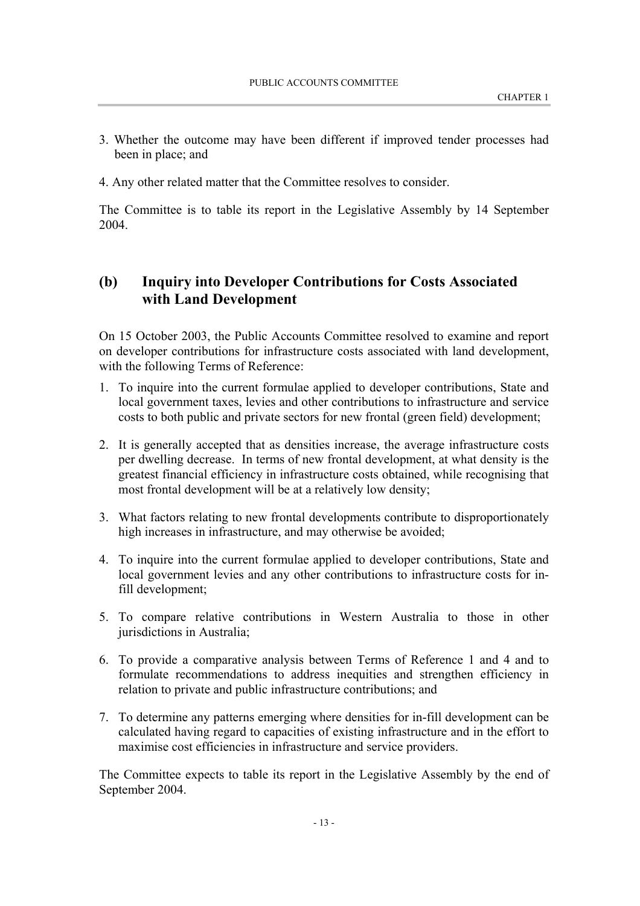3. Whether the outcome may have been different if improved tender processes had been in place; and

4. Any other related matter that the Committee resolves to consider.

The Committee is to table its report in the Legislative Assembly by 14 September 2004.

## (b) Inquiry into Developer Contributions for Costs Associated with Land Development

On 15 October 2003, the Public Accounts Committee resolved to examine and report on developer contributions for infrastructure costs associated with land development, with the following Terms of Reference:

1. To inquire into the current formulae applied to developer contributions, State and local government taxes, levies and other contributions to infrastructure and service costs to both public and private sectors for new frontal (green field) development;

2. It is generally accepted that as densities increase, the average infrastructure costs per dwelling decrease. In terms of new frontal development, at what density is the greatest financial efficiency in infrastructure costs obtained, while recognising that most frontal development will be at a relatively low density;

3. What factors relating to new frontal developments contribute to disproportionately high increases in infrastructure, and may otherwise be avoided;

4. To inquire into the current formulae applied to developer contributions, State and local government levies and any other contributions to infrastructure costs for in-fill development;

5. To compare relative contributions in Western Australia to those in other jurisdictions in Australia;

6. To provide a comparative analysis between Terms of Reference 1 and 4 and to formulate recommendations to address inequities and strengthen efficiency in relation to private and public infrastructure contributions; and

7. To determine any patterns emerging where densities for in-fill development can be calculated having regard to capacities of existing infrastructure and in the effort to maximise cost efficiencies in infrastructure and service providers.

The Committee expects to table its report in the Legislative Assembly by the end of September 2004.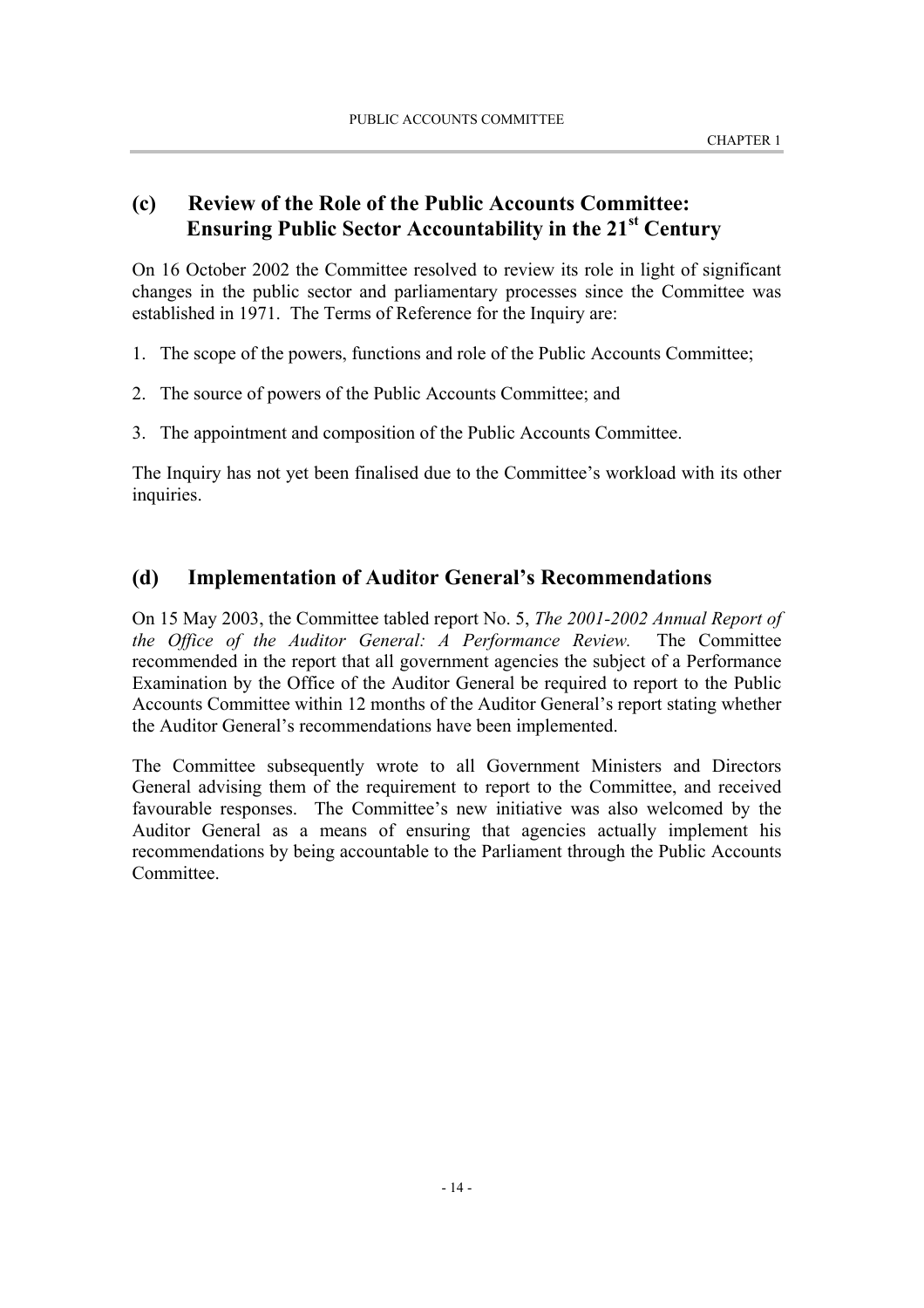## (c) Review of the Role of the Public Accounts Committee: Ensuring Public Sector Accountability in the 21st Century

On 16 October 2002 the Committee resolved to review its role in light of significant changes in the public sector and parliamentary processes since the Committee was established in 1971. The Terms of Reference for the Inquiry are:

1. The scope of the powers, functions and role of the Public Accounts Committee;

2. The source of powers of the Public Accounts Committee; and

3. The appointment and composition of the Public Accounts Committee.

The Inquiry has not yet been finalised due to the Committee's workload with its other inquiries.

## (d) Implementation of Auditor General's Recommendations

On 15 May 2003, the Committee tabled report No. 5, *The 2001-2002 Annual Report of the Office of the Auditor General: A Performance Review.* The Committee recommended in the report that all government agencies the subject of a Performance Examination by the Office of the Auditor General be required to report to the Public Accounts Committee within 12 months of the Auditor General's report stating whether the Auditor General's recommendations have been implemented.

The Committee subsequently wrote to all Government Ministers and Directors General advising them of the requirement to report to the Committee, and received favourable responses. The Committee's new initiative was also welcomed by the Auditor General as a means of ensuring that agencies actually implement his recommendations by being accountable to the Parliament through the Public Accounts Committee.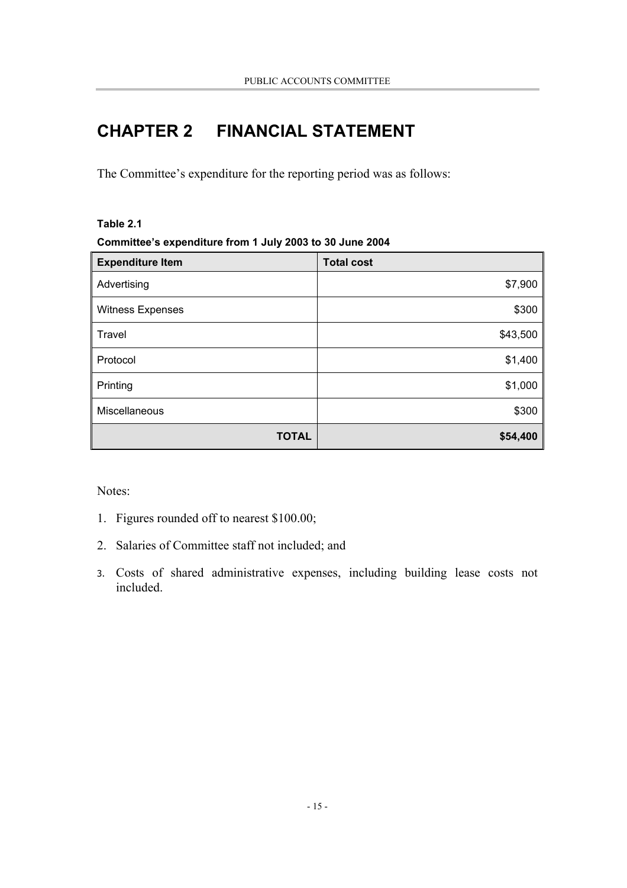# CHAPTER 2 FINANCIAL STATEMENT

The Committee's expenditure for the reporting period was as follows:

**Table 2.1**

**Committee's expenditure from 1 July 2003 to 30 June 2004**

| Expenditure Item | Total cost |
|---|---:|
| Advertising | $7,900 |
| Witness Expenses | $300 |
| Travel | $43,500 |
| Protocol | $1,400 |
| Printing | $1,000 |
| Miscellaneous | $300 |
| **TOTAL** | **$54,400** |

Notes:

1. Figures rounded off to nearest $100.00;
2. Salaries of Committee staff not included; and
3. Costs of shared administrative expenses, including building lease costs not included.